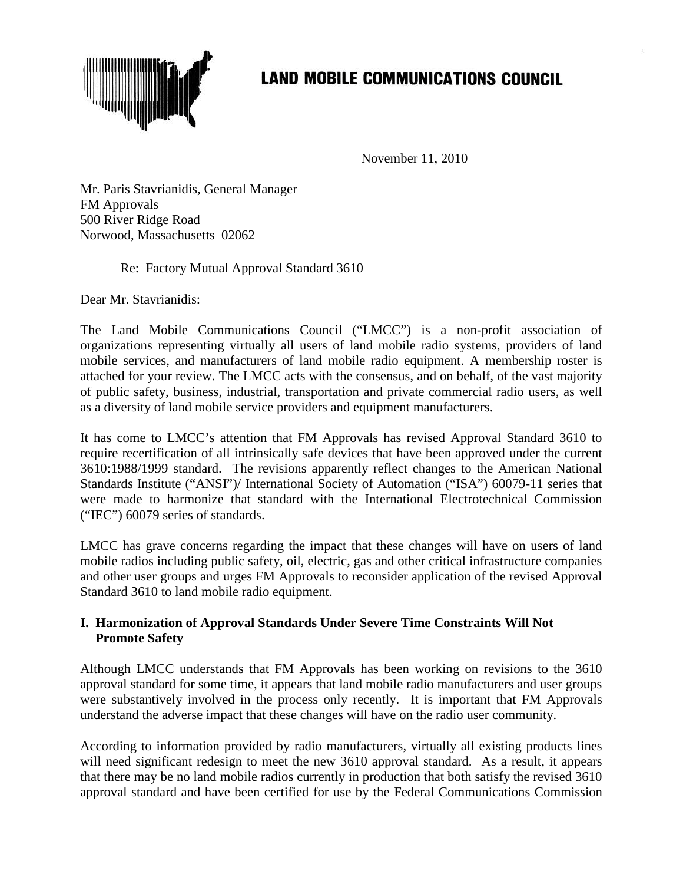# LAND MOBILE COMMUNICATIONS COUNCIL

November 11, 2010

Mr. Paris Stavrianidis, General Manager
FM Approvals
500 River Ridge Road
Norwood, Massachusetts 02062

Re: Factory Mutual Approval Standard 3610

Dear Mr. Stavrianidis:

The Land Mobile Communications Council ("LMCC") is a non-profit association of organizations representing virtually all users of land mobile radio systems, providers of land mobile services, and manufacturers of land mobile radio equipment. A membership roster is attached for your review. The LMCC acts with the consensus, and on behalf, of the vast majority of public safety, business, industrial, transportation and private commercial radio users, as well as a diversity of land mobile service providers and equipment manufacturers.

It has come to LMCC's attention that FM Approvals has revised Approval Standard 3610 to require recertification of all intrinsically safe devices that have been approved under the current 3610:1988/1999 standard. The revisions apparently reflect changes to the American National Standards Institute ("ANSI")/ International Society of Automation ("ISA") 60079-11 series that were made to harmonize that standard with the International Electrotechnical Commission ("IEC") 60079 series of standards.

LMCC has grave concerns regarding the impact that these changes will have on users of land mobile radios including public safety, oil, electric, gas and other critical infrastructure companies and other user groups and urges FM Approvals to reconsider application of the revised Approval Standard 3610 to land mobile radio equipment.

## I. Harmonization of Approval Standards Under Severe Time Constraints Will Not Promote Safety

Although LMCC understands that FM Approvals has been working on revisions to the 3610 approval standard for some time, it appears that land mobile radio manufacturers and user groups were substantively involved in the process only recently. It is important that FM Approvals understand the adverse impact that these changes will have on the radio user community.

According to information provided by radio manufacturers, virtually all existing products lines will need significant redesign to meet the new 3610 approval standard. As a result, it appears that there may be no land mobile radios currently in production that both satisfy the revised 3610 approval standard and have been certified for use by the Federal Communications Commission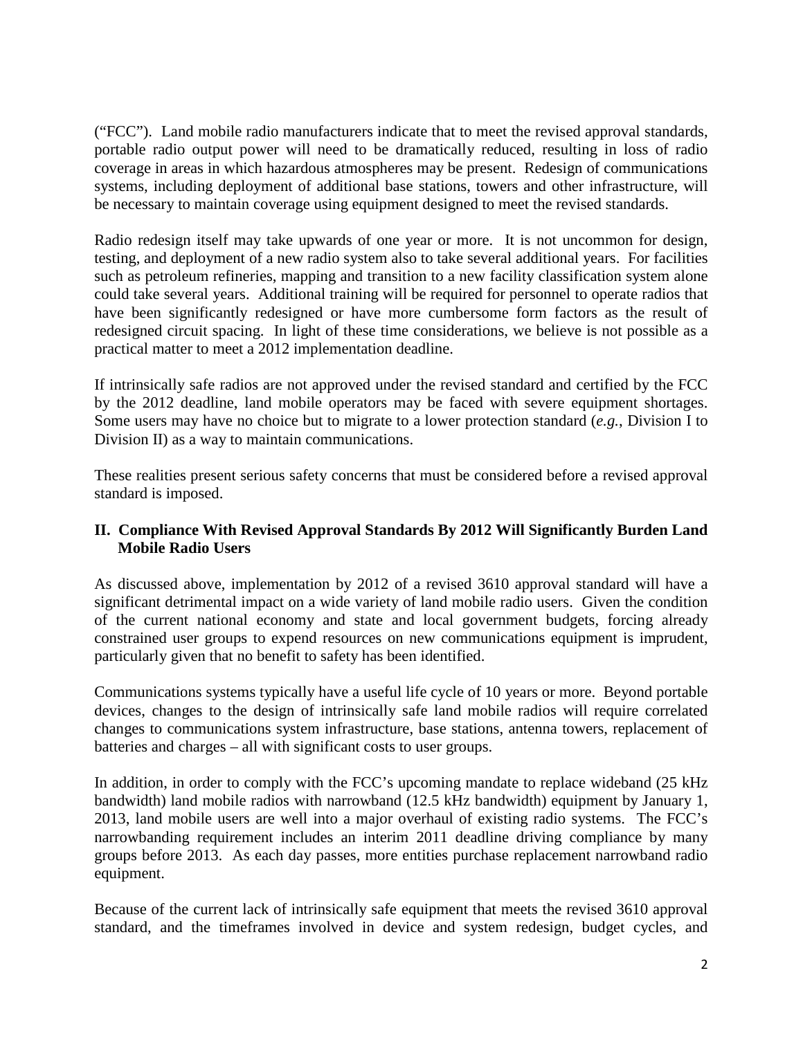("FCC"). Land mobile radio manufacturers indicate that to meet the revised approval standards, portable radio output power will need to be dramatically reduced, resulting in loss of radio coverage in areas in which hazardous atmospheres may be present. Redesign of communications systems, including deployment of additional base stations, towers and other infrastructure, will be necessary to maintain coverage using equipment designed to meet the revised standards.

Radio redesign itself may take upwards of one year or more. It is not uncommon for design, testing, and deployment of a new radio system also to take several additional years. For facilities such as petroleum refineries, mapping and transition to a new facility classification system alone could take several years. Additional training will be required for personnel to operate radios that have been significantly redesigned or have more cumbersome form factors as the result of redesigned circuit spacing. In light of these time considerations, we believe is not possible as a practical matter to meet a 2012 implementation deadline.

If intrinsically safe radios are not approved under the revised standard and certified by the FCC by the 2012 deadline, land mobile operators may be faced with severe equipment shortages. Some users may have no choice but to migrate to a lower protection standard (*e.g.*, Division I to Division II) as a way to maintain communications.

These realities present serious safety concerns that must be considered before a revised approval standard is imposed.

## II. Compliance With Revised Approval Standards By 2012 Will Significantly Burden Land Mobile Radio Users

As discussed above, implementation by 2012 of a revised 3610 approval standard will have a significant detrimental impact on a wide variety of land mobile radio users. Given the condition of the current national economy and state and local government budgets, forcing already constrained user groups to expend resources on new communications equipment is imprudent, particularly given that no benefit to safety has been identified.

Communications systems typically have a useful life cycle of 10 years or more. Beyond portable devices, changes to the design of intrinsically safe land mobile radios will require correlated changes to communications system infrastructure, base stations, antenna towers, replacement of batteries and charges – all with significant costs to user groups.

In addition, in order to comply with the FCC's upcoming mandate to replace wideband (25 kHz bandwidth) land mobile radios with narrowband (12.5 kHz bandwidth) equipment by January 1, 2013, land mobile users are well into a major overhaul of existing radio systems. The FCC's narrowbanding requirement includes an interim 2011 deadline driving compliance by many groups before 2013. As each day passes, more entities purchase replacement narrowband radio equipment.

Because of the current lack of intrinsically safe equipment that meets the revised 3610 approval standard, and the timeframes involved in device and system redesign, budget cycles, and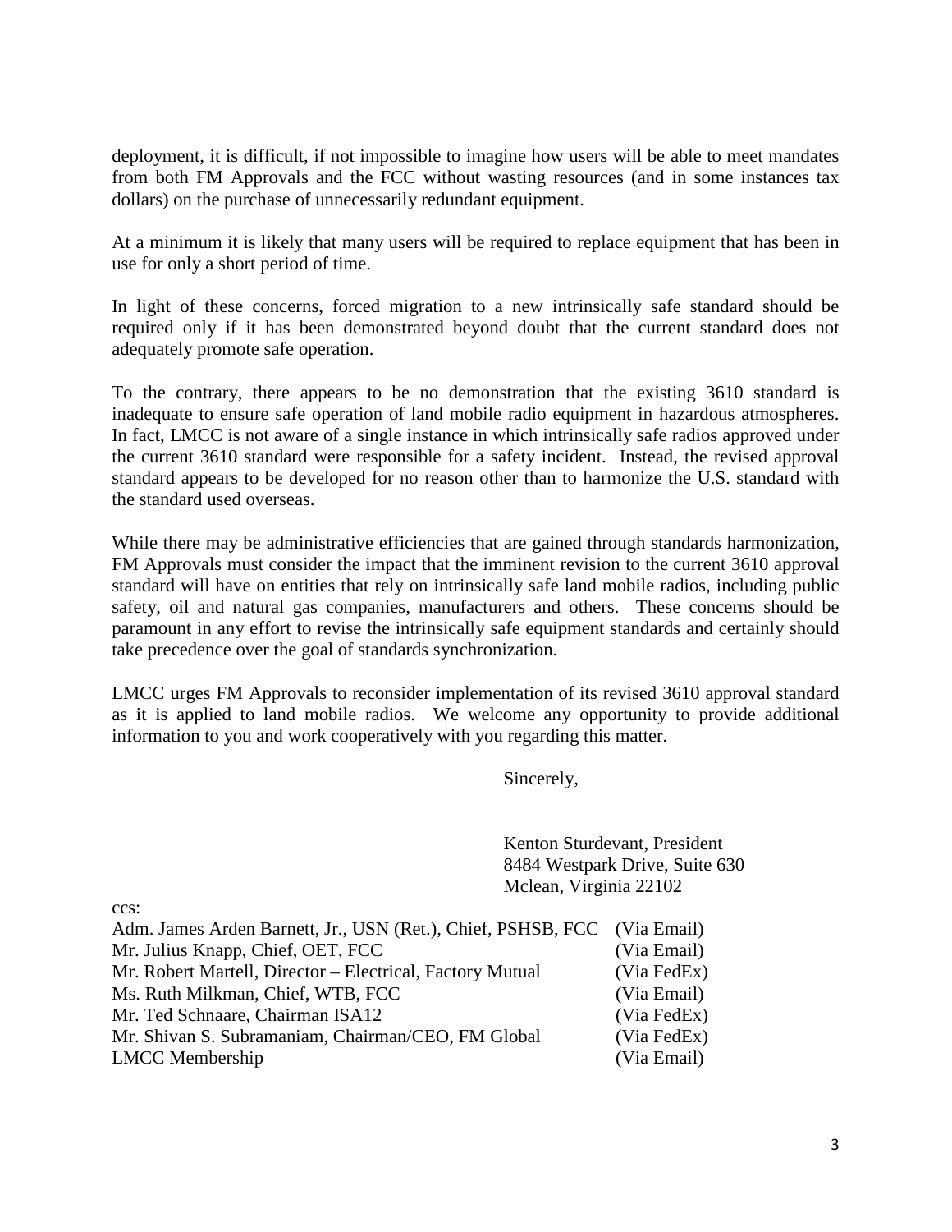deployment, it is difficult, if not impossible to imagine how users will be able to meet mandates from both FM Approvals and the FCC without wasting resources (and in some instances tax dollars) on the purchase of unnecessarily redundant equipment.

At a minimum it is likely that many users will be required to replace equipment that has been in use for only a short period of time.

In light of these concerns, forced migration to a new intrinsically safe standard should be required only if it has been demonstrated beyond doubt that the current standard does not adequately promote safe operation.

To the contrary, there appears to be no demonstration that the existing 3610 standard is inadequate to ensure safe operation of land mobile radio equipment in hazardous atmospheres. In fact, LMCC is not aware of a single instance in which intrinsically safe radios approved under the current 3610 standard were responsible for a safety incident. Instead, the revised approval standard appears to be developed for no reason other than to harmonize the U.S. standard with the standard used overseas.

While there may be administrative efficiencies that are gained through standards harmonization, FM Approvals must consider the impact that the imminent revision to the current 3610 approval standard will have on entities that rely on intrinsically safe land mobile radios, including public safety, oil and natural gas companies, manufacturers and others. These concerns should be paramount in any effort to revise the intrinsically safe equipment standards and certainly should take precedence over the goal of standards synchronization.

LMCC urges FM Approvals to reconsider implementation of its revised 3610 approval standard as it is applied to land mobile radios. We welcome any opportunity to provide additional information to you and work cooperatively with you regarding this matter.

Sincerely,

Kenton Sturdevant, President
8484 Westpark Drive, Suite 630
Mclean, Virginia 22102

ccs:

| | |
|---|---|
| Adm. James Arden Barnett, Jr., USN (Ret.), Chief, PSHSB, FCC | (Via Email) |
| Mr. Julius Knapp, Chief, OET, FCC | (Via Email) |
| Mr. Robert Martell, Director – Electrical, Factory Mutual | (Via FedEx) |
| Ms. Ruth Milkman, Chief, WTB, FCC | (Via Email) |
| Mr. Ted Schnaare, Chairman ISA12 | (Via FedEx) |
| Mr. Shivan S. Subramaniam, Chairman/CEO, FM Global | (Via FedEx) |
| LMCC Membership | (Via Email) |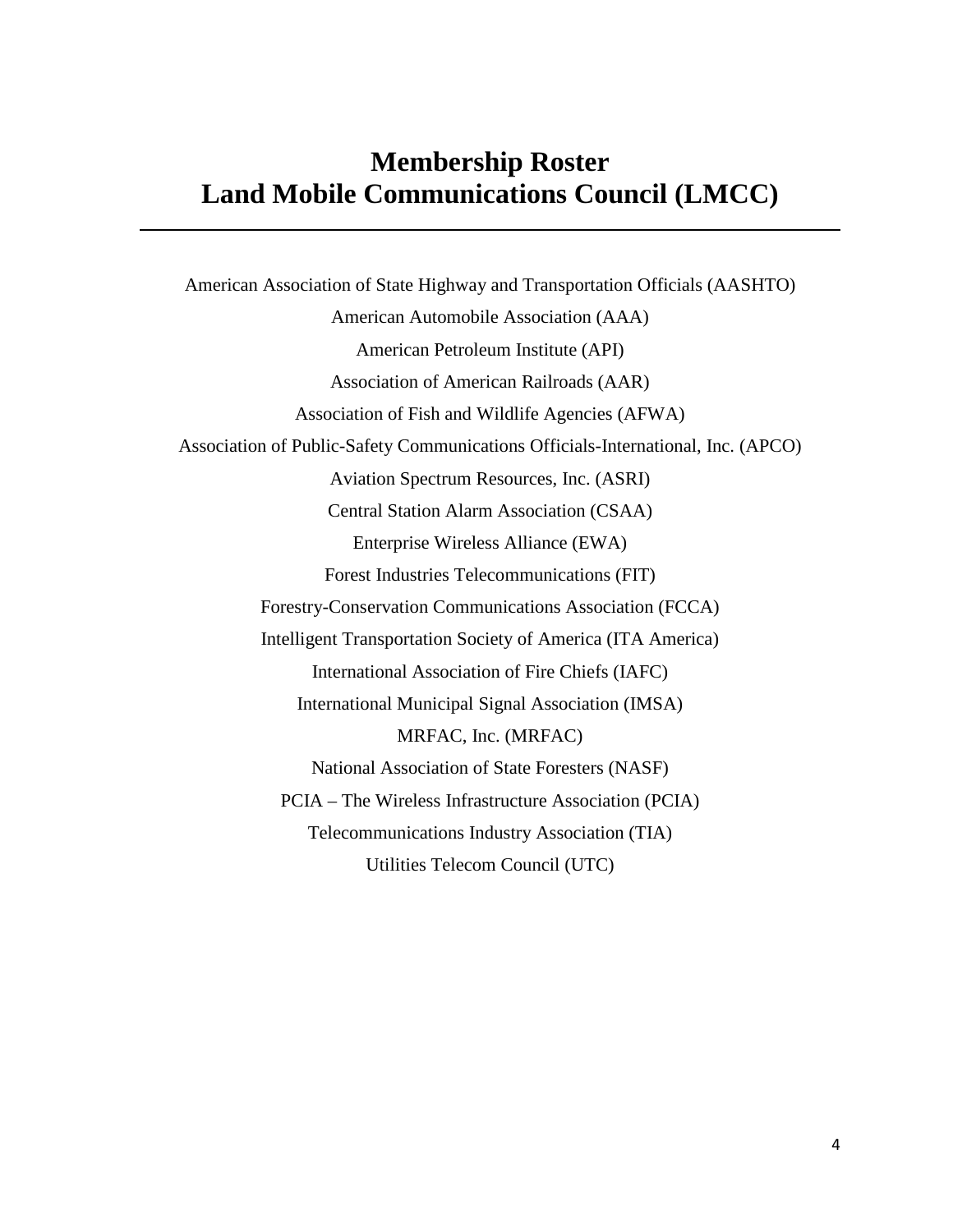# Membership Roster
# Land Mobile Communications Council (LMCC)

---

American Association of State Highway and Transportation Officials (AASHTO)

American Automobile Association (AAA)

American Petroleum Institute (API)

Association of American Railroads (AAR)

Association of Fish and Wildlife Agencies (AFWA)

Association of Public-Safety Communications Officials-International, Inc. (APCO)

Aviation Spectrum Resources, Inc. (ASRI)

Central Station Alarm Association (CSAA)

Enterprise Wireless Alliance (EWA)

Forest Industries Telecommunications (FIT)

Forestry-Conservation Communications Association (FCCA)

Intelligent Transportation Society of America (ITA America)

International Association of Fire Chiefs (IAFC)

International Municipal Signal Association (IMSA)

MRFAC, Inc. (MRFAC)

National Association of State Foresters (NASF)

PCIA – The Wireless Infrastructure Association (PCIA)

Telecommunications Industry Association (TIA)

Utilities Telecom Council (UTC)